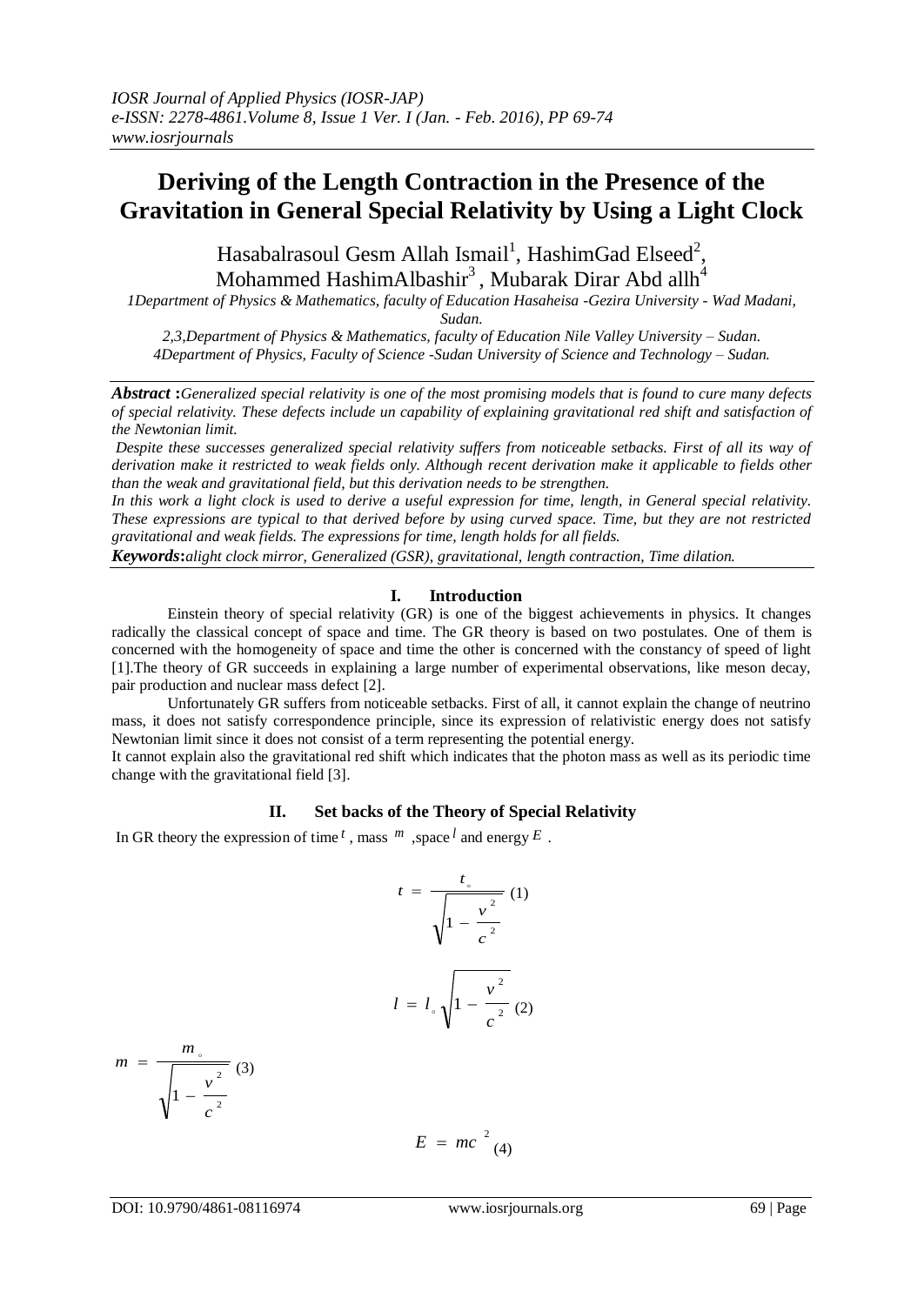*IOSR Journal of Applied Physics (IOSR-JAP)*
*e-ISSN: 2278-4861.Volume 8, Issue 1 Ver. I (Jan. - Feb. 2016), PP 69-74*
*www.iosrjournals*

# Deriving of the Length Contraction in the Presence of the Gravitation in General Special Relativity by Using a Light Clock

Hasabalrasoul Gesm Allah Ismail[1], HashimGad Elseed[2], Mohammed HashimAlbashir[3], Mubarak Dirar Abd allh[4]

*1Department of Physics & Mathematics, faculty of Education Hasaheisa -Gezira University - Wad Madani, Sudan.*
*2,3,Department of Physics & Mathematics, faculty of Education Nile Valley University – Sudan.*
*4Department of Physics, Faculty of Science -Sudan University of Science and Technology – Sudan.*

***Abstract*** **:***Generalized special relativity is one of the most promising models that is found to cure many defects of special relativity. These defects include un capability of explaining gravitational red shift and satisfaction of the Newtonian limit.*

*Despite these successes generalized special relativity suffers from noticeable setbacks. First of all its way of derivation make it restricted to weak fields only. Although recent derivation make it applicable to fields other than the weak and gravitational field, but this derivation needs to be strengthen.*

*In this work a light clock is used to derive a useful expression for time, length, in General special relativity. These expressions are typical to that derived before by using curved space. Time, but they are not restricted gravitational and weak fields. The expressions for time, length holds for all fields.*

***Keywords*****:***alight clock mirror, Generalized (GSR), gravitational, length contraction, Time dilation.*

## I. Introduction

Einstein theory of special relativity (GR) is one of the biggest achievements in physics. It changes radically the classical concept of space and time. The GR theory is based on two postulates. One of them is concerned with the homogeneity of space and time the other is concerned with the constancy of speed of light [1].The theory of GR succeeds in explaining a large number of experimental observations, like meson decay, pair production and nuclear mass defect [2].

Unfortunately GR suffers from noticeable setbacks. First of all, it cannot explain the change of neutrino mass, it does not satisfy correspondence principle, since its expression of relativistic energy does not satisfy Newtonian limit since it does not consist of a term representing the potential energy.

It cannot explain also the gravitational red shift which indicates that the photon mass as well as its periodic time change with the gravitational field [3].

## II. Set backs of the Theory of Special Relativity

In GR theory the expression of time $t$, mass $m$, space $l$ and energy $E$.

$$t = \frac{t_\circ}{\sqrt{1 - \frac{v^2}{c^2}}} \quad (1)$$

$$l = l_\circ \sqrt{1 - \frac{v^2}{c^2}} \quad (2)$$

$$m = \frac{m_\circ}{\sqrt{1 - \frac{v^2}{c^2}}} \quad (3)$$

$$E = mc^2 \quad (4)$$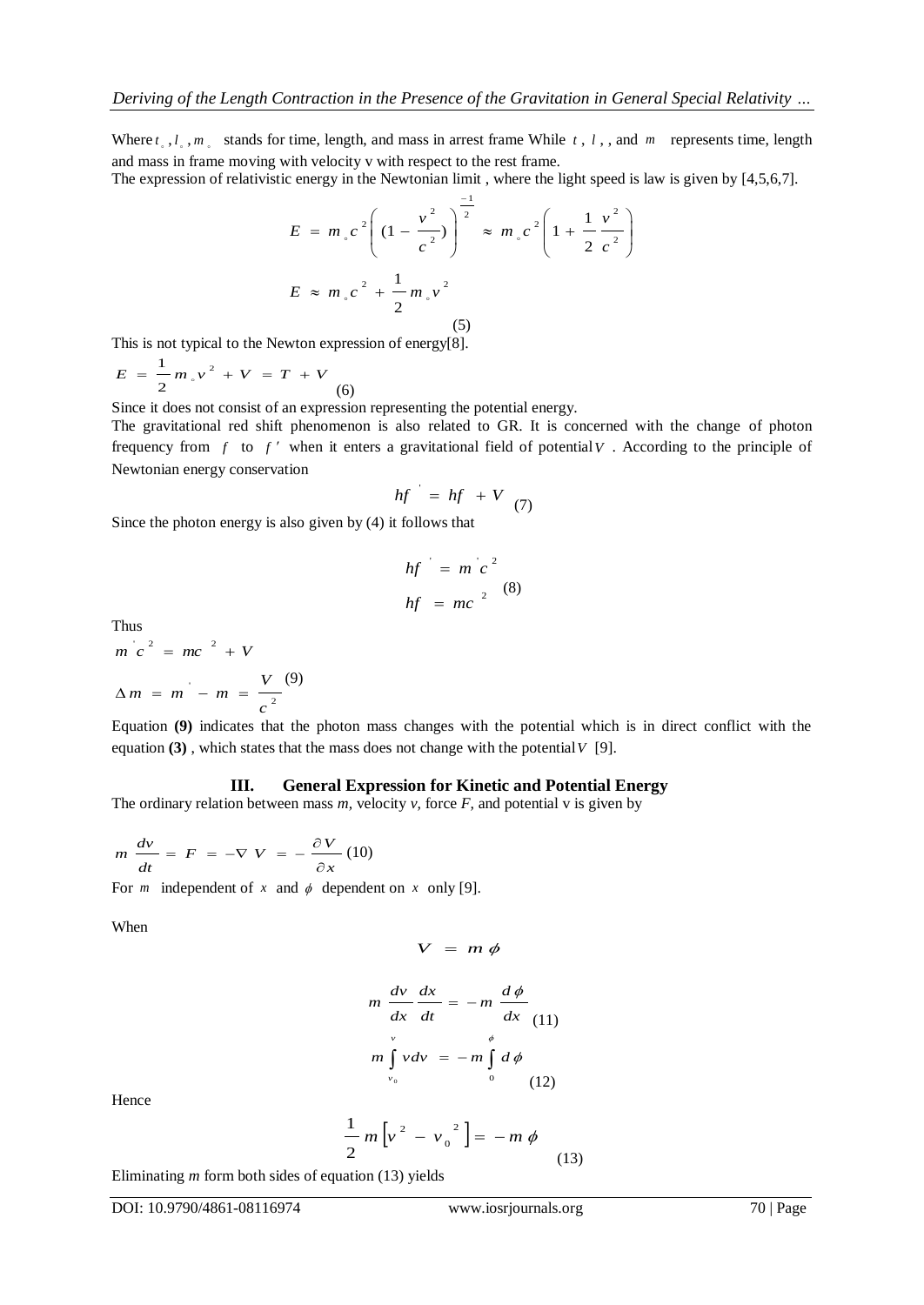Where $t_\circ, l_\circ, m_\circ$ stands for time, length, and mass in arrest frame While $t$ , $l$ , , and $m$ represents time, length and mass in frame moving with velocity v with respect to the rest frame.

The expression of relativistic energy in the Newtonian limit , where the light speed is law is given by [4,5,6,7].

$$E = m_\circ c^2 \left( (1 - \frac{v^2}{c^2}) \right)^{\frac{-1}{2}} \approx m_\circ c^2 \left( 1 + \frac{1}{2} \frac{v^2}{c^2} \right)$$

$$E \approx m_\circ c^2 + \frac{1}{2} m_\circ v^2 \quad (5)$$

This is not typical to the Newton expression of energy[8].

$$E = \frac{1}{2} m_\circ v^2 + V = T + V \quad (6)$$

Since it does not consist of an expression representing the potential energy.

The gravitational red shift phenomenon is also related to GR. It is concerned with the change of photon frequency from $f$ to $f'$ when it enters a gravitational field of potential $V$ . According to the principle of Newtonian energy conservation

$$hf' = hf + V \quad (7)$$

Since the photon energy is also given by (4) it follows that

$$hf' = m' c^2$$
$$hf = mc^2 \quad (8)$$

Thus

$$m' c^2 = mc^2 + V$$

$$\Delta m = m' - m = \frac{V}{c^2} \quad (9)$$

Equation **(9)** indicates that the photon mass changes with the potential which is in direct conflict with the equation **(3)** , which states that the mass does not change with the potential $V$ [9].

## III. General Expression for Kinetic and Potential Energy

The ordinary relation between mass *m*, velocity *v*, force *F*, and potential v is given by

$$m \frac{dv}{dt} = F = -\nabla V = -\frac{\partial V}{\partial x} \quad (10)$$

For $m$ independent of $x$ and $\phi$ dependent on $x$ only [9].

When

$$V = m \phi$$

$$m \frac{dv}{dx} \frac{dx}{dt} = -m \frac{d\phi}{dx} \quad (11)$$

$$m \int_{v_0}^{v} v dv = -m \int_{0}^{\phi} d\phi \quad (12)$$

Hence

$$\frac{1}{2} m \left[ v^2 - v_0^2 \right] = -m \phi \quad (13)$$

Eliminating *m* form both sides of equation (13) yields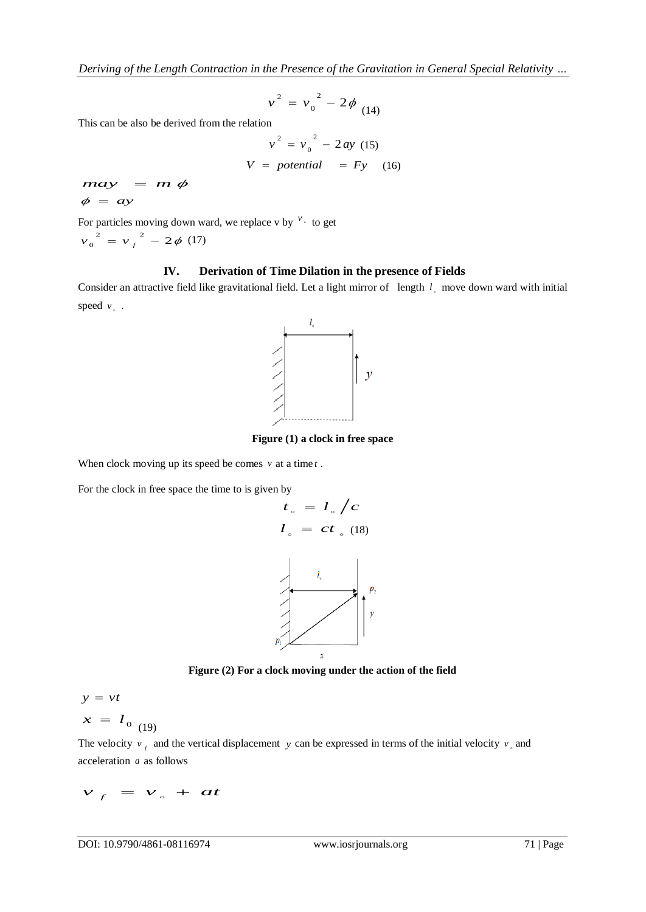$$v^2 = v_0^2 - 2\phi \quad (14)$$

This can be also be derived from the relation

$$v^2 = v_0^2 - 2ay \quad (15)$$

$$V = potential = Fy \quad (16)$$

$$may = m\phi$$

$$\phi = ay$$

For particles moving down ward, we replace v by $v_\circ$ to get

$$v_0^2 = v_f^2 - 2\phi \quad (17)$$

## IV. Derivation of Time Dilation in the presence of Fields

Consider an attractive field like gravitational field. Let a light mirror of length $l_\circ$ move down ward with initial speed $v_\circ$.

**Figure (1) a clock in free space**

When clock moving up its speed be comes $v$ at a time $t$.

For the clock in free space the time to is given by

$$t_\circ = l_\circ / c$$

$$l_\circ = ct_\circ \quad (18)$$

**Figure (2) For a clock moving under the action of the field**

$$y = vt$$

$$x = l_0 \quad (19)$$

The velocity $v_f$ and the vertical displacement $y$ can be expressed in terms of the initial velocity $v_\circ$ and acceleration $a$ as follows

$$v_f = v_\circ + at$$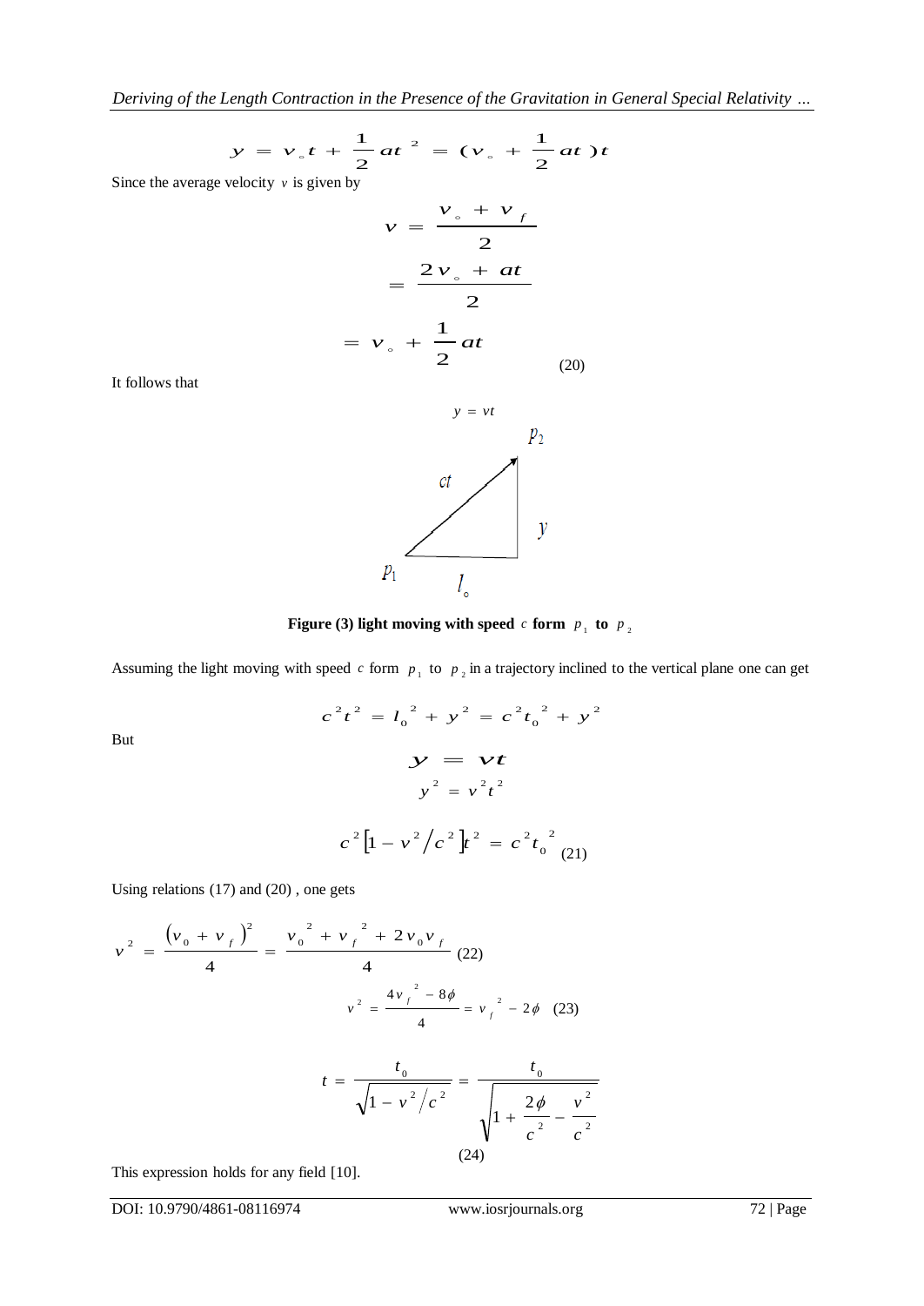$$y = v_{\circ} t + \frac{1}{2} a t^{2} = (v_{\circ} + \frac{1}{2} a t) t$$

Since the average velocity $v$ is given by

$$v = \frac{v_{\circ} + v_{f}}{2}$$

$$= \frac{2 v_{\circ} + a t}{2}$$

$$= v_{\circ} + \frac{1}{2} a t \quad (20)$$

It follows that

$$y = vt$$

Figure (3) light moving with speed $c$ form $p_1$ to $p_2$

**Figure (3) light moving with speed $c$ form $p_1$ to $p_2$**

Assuming the light moving with speed $c$ form $p_1$ to $p_2$ in a trajectory inclined to the vertical plane one can get

$$c^2 t^2 = l_0^{\ 2} + y^2 = c^2 t_0^{\ 2} + y^2$$

But

$$y = vt$$

$$y^2 = v^2 t^2$$

$$c^2 \left[1 - v^2 / c^2\right] t^2 = c^2 t_0^{\ 2} \quad (21)$$

Using relations (17) and (20) , one gets

$$v^2 = \frac{\left(v_0 + v_f\right)^2}{4} = \frac{v_0^{\ 2} + v_f^{\ 2} + 2 v_0 v_f}{4} \quad (22)$$

$$v^2 = \frac{4 v_f^{\ 2} - 8\phi}{4} = v_f^{\ 2} - 2\phi \quad (23)$$

$$t = \frac{t_0}{\sqrt{1 - v^2 / c^2}} = \frac{t_0}{\sqrt{1 + \frac{2\phi}{c^2} - \frac{v^2}{c^2}}} \quad (24)$$

This expression holds for any field [10].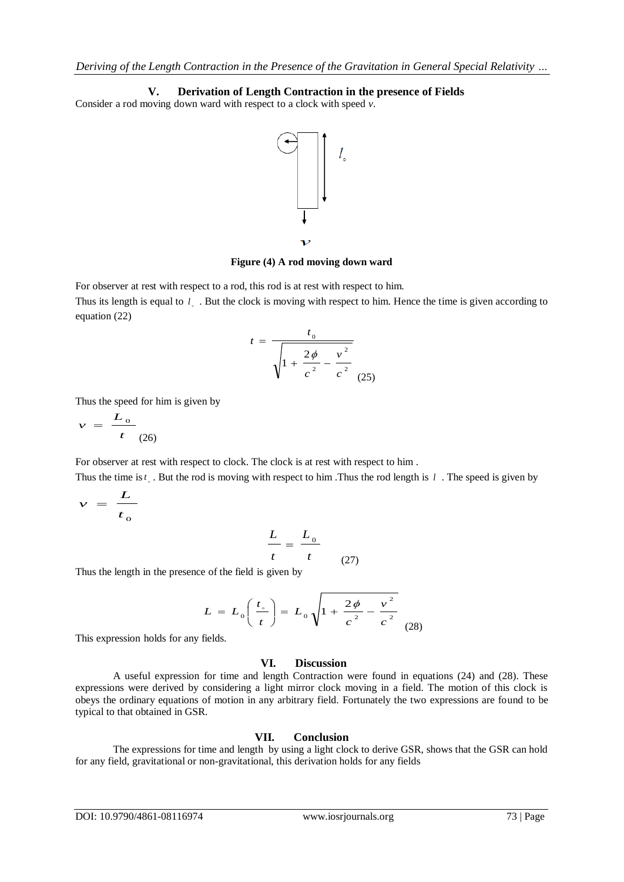## V. Derivation of Length Contraction in the presence of Fields

Consider a rod moving down ward with respect to a clock with speed $v$.

**Figure (4) A rod moving down ward**

For observer at rest with respect to a rod, this rod is at rest with respect to him.

Thus its length is equal to $l_\circ$ . But the clock is moving with respect to him. Hence the time is given according to equation (22)

$$t = \frac{t_0}{\sqrt{1 + \frac{2\phi}{c^2} - \frac{v^2}{c^2}}} \quad (25)$$

Thus the speed for him is given by

$$v = \frac{L_0}{t} \quad (26)$$

For observer at rest with respect to clock. The clock is at rest with respect to him .

Thus the time is $t_\circ$ . But the rod is moving with respect to him .Thus the rod length is $l$ . The speed is given by

$$v = \frac{L}{t_0}$$

$$\frac{L}{t} = \frac{L_0}{t} \quad (27)$$

Thus the length in the presence of the field is given by

$$L = L_0\left(\frac{t_\circ}{t}\right) = L_0\sqrt{1 + \frac{2\phi}{c^2} - \frac{v^2}{c^2}} \quad (28)$$

This expression holds for any fields.

## VI. Discussion

A useful expression for time and length Contraction were found in equations (24) and (28). These expressions were derived by considering a light mirror clock moving in a field. The motion of this clock is obeys the ordinary equations of motion in any arbitrary field. Fortunately the two expressions are found to be typical to that obtained in GSR.

## VII. Conclusion

The expressions for time and length by using a light clock to derive GSR, shows that the GSR can hold for any field, gravitational or non-gravitational, this derivation holds for any fields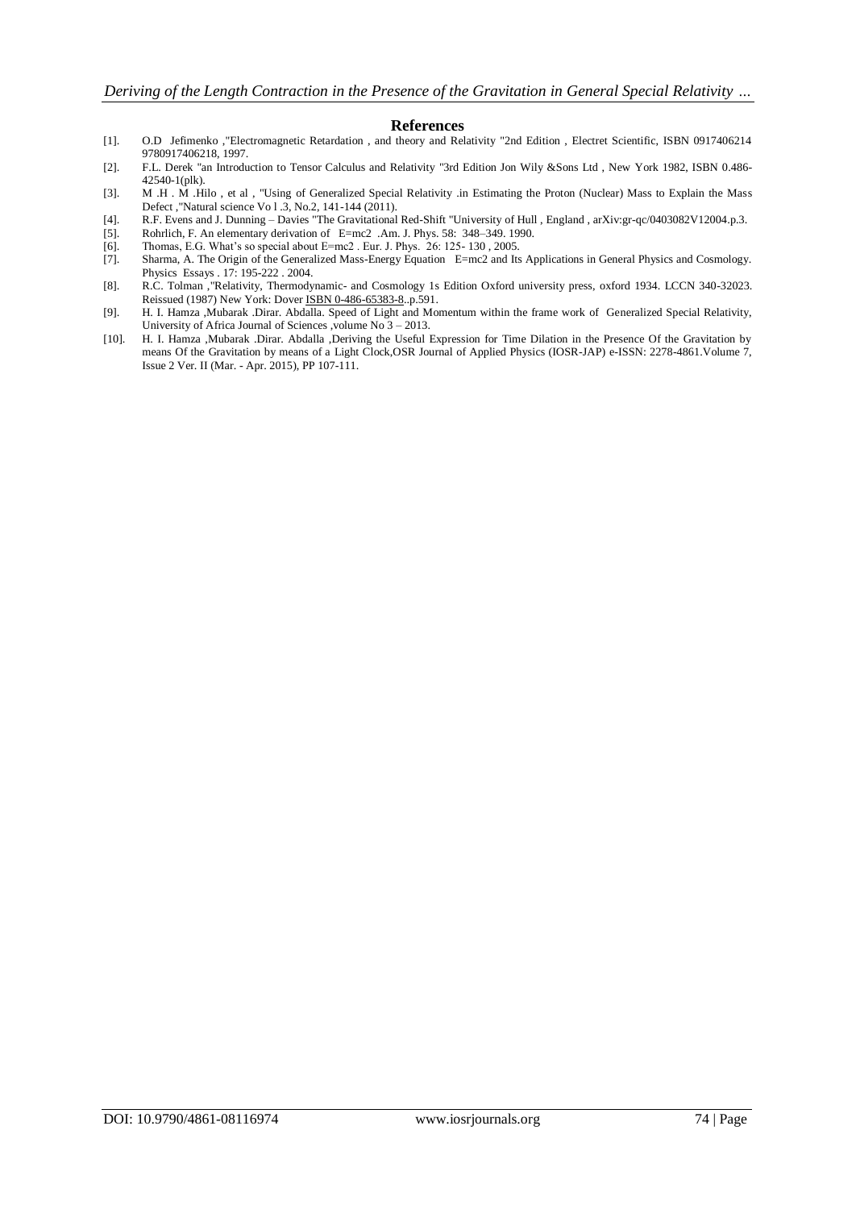## References

[1]. O.D Jefimenko ,"Electromagnetic Retardation , and theory and Relativity "2nd Edition , Electret Scientific, ISBN 0917406214 9780917406218, 1997.

[2]. F.L. Derek "an Introduction to Tensor Calculus and Relativity "3rd Edition Jon Wily &Sons Ltd , New York 1982, ISBN 0.486-42540-1(plk).

[3]. M .H . M .Hilo , et al , "Using of Generalized Special Relativity .in Estimating the Proton (Nuclear) Mass to Explain the Mass Defect ,"Natural science Vo l .3, No.2, 141-144 (2011).

[4]. R.F. Evens and J. Dunning – Davies "The Gravitational Red-Shift "University of Hull , England , arXiv:gr-qc/0403082V12004.p.3.

[5]. Rohrlich, F. An elementary derivation of E=mc2 .Am. J. Phys. 58: 348–349. 1990.

[6]. Thomas, E.G. What's so special about E=mc2 . Eur. J. Phys. 26: 125- 130 , 2005.

[7]. Sharma, A. The Origin of the Generalized Mass-Energy Equation E=mc2 and Its Applications in General Physics and Cosmology. Physics Essays . 17: 195-222 . 2004.

[8]. R.C. Tolman ,"Relativity, Thermodynamic- and Cosmology 1s Edition Oxford university press, oxford 1934. LCCN 340-32023. Reissued (1987) New York: Dover ISBN 0-486-65383-8..p.591.

[9]. H. I. Hamza ,Mubarak .Dirar. Abdalla. Speed of Light and Momentum within the frame work of Generalized Special Relativity, University of Africa Journal of Sciences ,volume No 3 – 2013.

[10]. H. I. Hamza ,Mubarak .Dirar. Abdalla ,Deriving the Useful Expression for Time Dilation in the Presence Of the Gravitation by means Of the Gravitation by means of a Light Clock,OSR Journal of Applied Physics (IOSR-JAP) e-ISSN: 2278-4861.Volume 7, Issue 2 Ver. II (Mar. - Apr. 2015), PP 107-111.